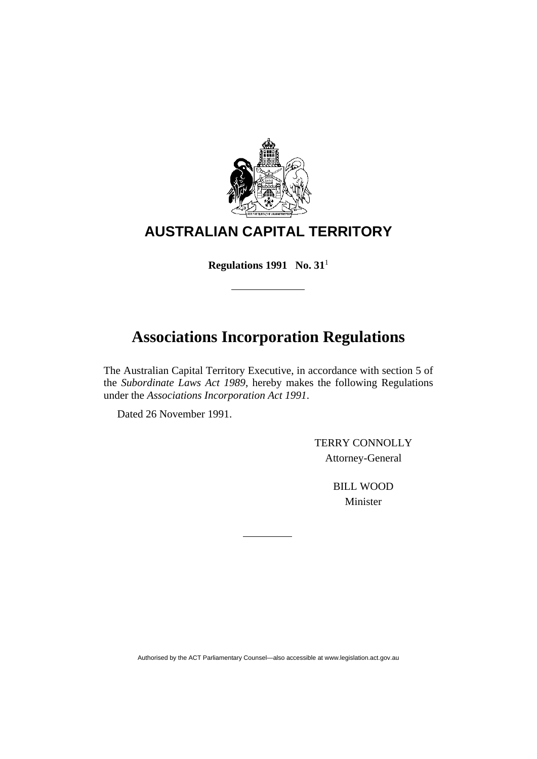# AUSTRALIAN CAPITAL TERRITORY

**Regulations 1991 No. 31**[1]

---

# Associations Incorporation Regulations

The Australian Capital Territory Executive, in accordance with section 5 of the *Subordinate Laws Act 1989*, hereby makes the following Regulations under the *Associations Incorporation Act 1991*.

Dated 26 November 1991.

TERRY CONNOLLY
Attorney-General

BILL WOOD
Minister

---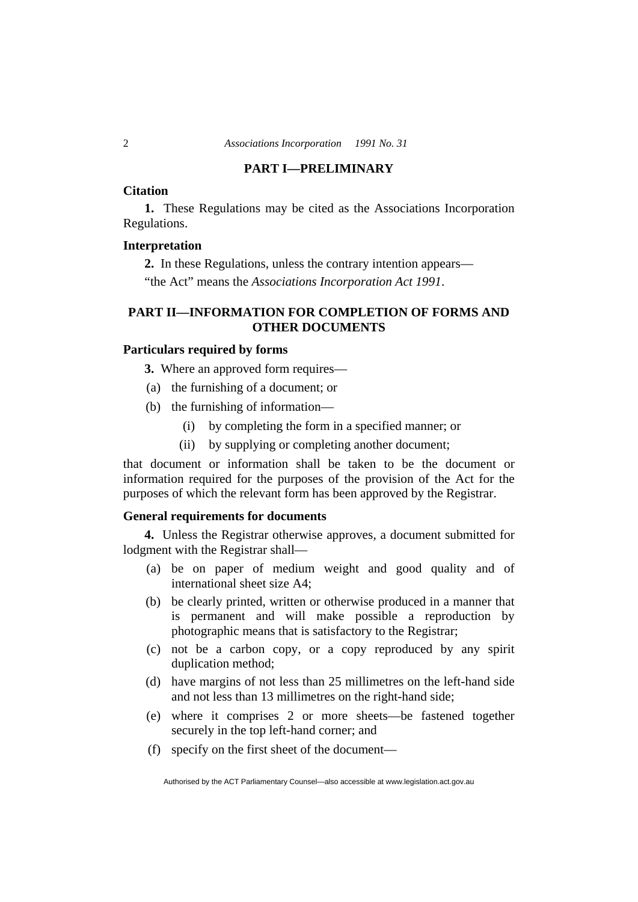## PART I—PRELIMINARY

### Citation

**1.** These Regulations may be cited as the Associations Incorporation Regulations.

### Interpretation

**2.** In these Regulations, unless the contrary intention appears—

"the Act" means the *Associations Incorporation Act 1991*.

## PART II—INFORMATION FOR COMPLETION OF FORMS AND OTHER DOCUMENTS

### Particulars required by forms

**3.** Where an approved form requires—

(a) the furnishing of a document; or

(b) the furnishing of information—

  (i) by completing the form in a specified manner; or

  (ii) by supplying or completing another document;

that document or information shall be taken to be the document or information required for the purposes of the provision of the Act for the purposes of which the relevant form has been approved by the Registrar.

### General requirements for documents

**4.** Unless the Registrar otherwise approves, a document submitted for lodgment with the Registrar shall—

(a) be on paper of medium weight and good quality and of international sheet size A4;

(b) be clearly printed, written or otherwise produced in a manner that is permanent and will make possible a reproduction by photographic means that is satisfactory to the Registrar;

(c) not be a carbon copy, or a copy reproduced by any spirit duplication method;

(d) have margins of not less than 25 millimetres on the left-hand side and not less than 13 millimetres on the right-hand side;

(e) where it comprises 2 or more sheets—be fastened together securely in the top left-hand corner; and

(f) specify on the first sheet of the document—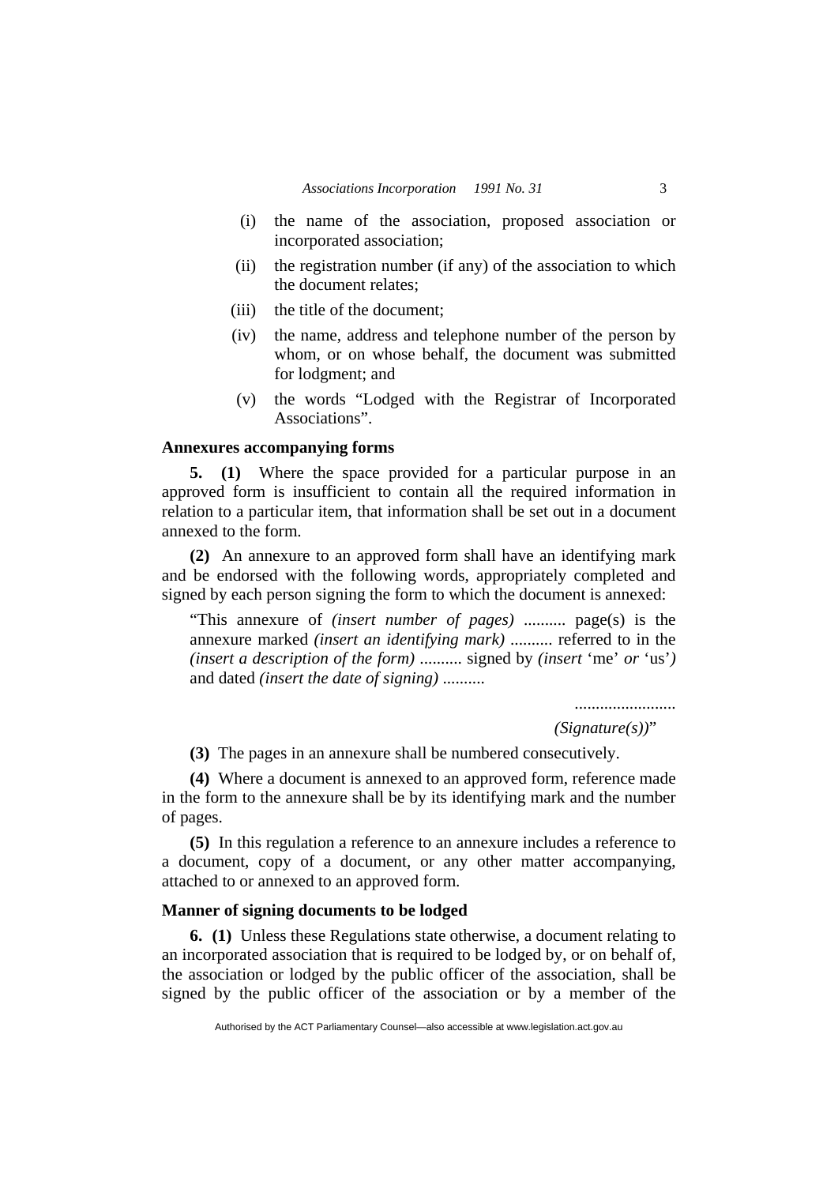(i) the name of the association, proposed association or incorporated association;

(ii) the registration number (if any) of the association to which the document relates;

(iii) the title of the document;

(iv) the name, address and telephone number of the person by whom, or on whose behalf, the document was submitted for lodgment; and

(v) the words "Lodged with the Registrar of Incorporated Associations".

**Annexures accompanying forms**

**5. (1)** Where the space provided for a particular purpose in an approved form is insufficient to contain all the required information in relation to a particular item, that information shall be set out in a document annexed to the form.

**(2)** An annexure to an approved form shall have an identifying mark and be endorsed with the following words, appropriately completed and signed by each person signing the form to which the document is annexed:

"This annexure of *(insert number of pages)* .......... page(s) is the annexure marked *(insert an identifying mark)* .......... referred to in the *(insert a description of the form)* .......... signed by *(insert* 'me' *or* 'us'*)* and dated *(insert the date of signing)* ..........

........................

*(Signature(s))*"

**(3)** The pages in an annexure shall be numbered consecutively.

**(4)** Where a document is annexed to an approved form, reference made in the form to the annexure shall be by its identifying mark and the number of pages.

**(5)** In this regulation a reference to an annexure includes a reference to a document, copy of a document, or any other matter accompanying, attached to or annexed to an approved form.

**Manner of signing documents to be lodged**

**6. (1)** Unless these Regulations state otherwise, a document relating to an incorporated association that is required to be lodged by, or on behalf of, the association or lodged by the public officer of the association, shall be signed by the public officer of the association or by a member of the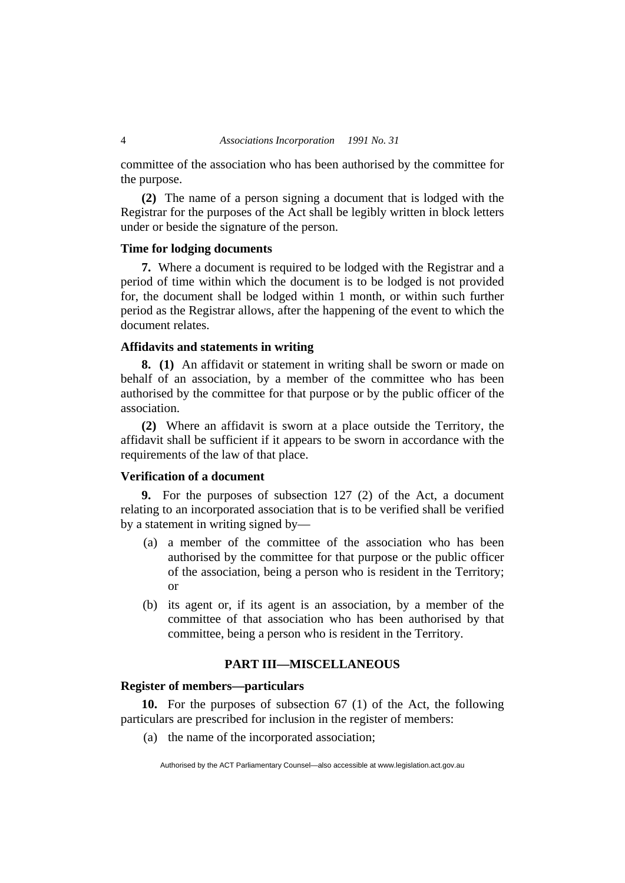committee of the association who has been authorised by the committee for the purpose.

**(2)** The name of a person signing a document that is lodged with the Registrar for the purposes of the Act shall be legibly written in block letters under or beside the signature of the person.

### Time for lodging documents

**7.** Where a document is required to be lodged with the Registrar and a period of time within which the document is to be lodged is not provided for, the document shall be lodged within 1 month, or within such further period as the Registrar allows, after the happening of the event to which the document relates.

### Affidavits and statements in writing

**8. (1)** An affidavit or statement in writing shall be sworn or made on behalf of an association, by a member of the committee who has been authorised by the committee for that purpose or by the public officer of the association.

**(2)** Where an affidavit is sworn at a place outside the Territory, the affidavit shall be sufficient if it appears to be sworn in accordance with the requirements of the law of that place.

### Verification of a document

**9.** For the purposes of subsection 127 (2) of the Act, a document relating to an incorporated association that is to be verified shall be verified by a statement in writing signed by—

(a) a member of the committee of the association who has been authorised by the committee for that purpose or the public officer of the association, being a person who is resident in the Territory; or

(b) its agent or, if its agent is an association, by a member of the committee of that association who has been authorised by that committee, being a person who is resident in the Territory.

## PART III—MISCELLANEOUS

### Register of members—particulars

**10.** For the purposes of subsection 67 (1) of the Act, the following particulars are prescribed for inclusion in the register of members:

(a) the name of the incorporated association;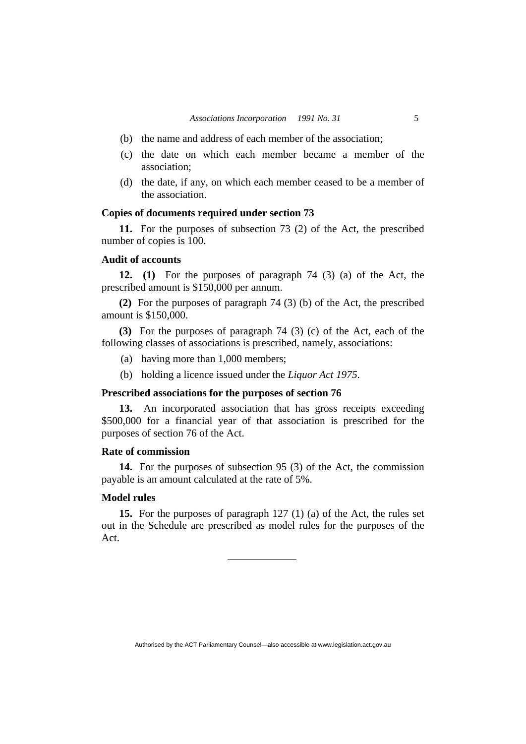(b) the name and address of each member of the association;

(c) the date on which each member became a member of the association;

(d) the date, if any, on which each member ceased to be a member of the association.

**Copies of documents required under section 73**

**11.** For the purposes of subsection 73 (2) of the Act, the prescribed number of copies is 100.

**Audit of accounts**

**12. (1)** For the purposes of paragraph 74 (3) (a) of the Act, the prescribed amount is $150,000 per annum.

**(2)** For the purposes of paragraph 74 (3) (b) of the Act, the prescribed amount is $150,000.

**(3)** For the purposes of paragraph 74 (3) (c) of the Act, each of the following classes of associations is prescribed, namely, associations:

(a) having more than 1,000 members;

(b) holding a licence issued under the *Liquor Act 1975*.

**Prescribed associations for the purposes of section 76**

**13.** An incorporated association that has gross receipts exceeding $500,000 for a financial year of that association is prescribed for the purposes of section 76 of the Act.

**Rate of commission**

**14.** For the purposes of subsection 95 (3) of the Act, the commission payable is an amount calculated at the rate of 5%.

**Model rules**

**15.** For the purposes of paragraph 127 (1) (a) of the Act, the rules set out in the Schedule are prescribed as model rules for the purposes of the Act.

---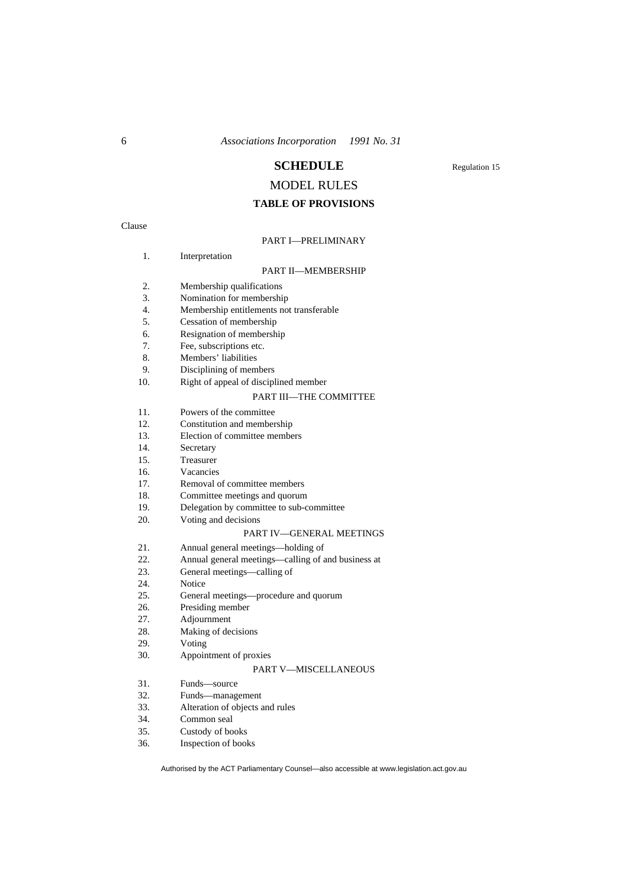## SCHEDULE

Regulation 15

## MODEL RULES

### TABLE OF PROVISIONS

Clause

PART I—PRELIMINARY

1. Interpretation

PART II—MEMBERSHIP

2. Membership qualifications
3. Nomination for membership
4. Membership entitlements not transferable
5. Cessation of membership
6. Resignation of membership
7. Fee, subscriptions etc.
8. Members' liabilities
9. Disciplining of members
10. Right of appeal of disciplined member

PART III—THE COMMITTEE

11. Powers of the committee
12. Constitution and membership
13. Election of committee members
14. Secretary
15. Treasurer
16. Vacancies
17. Removal of committee members
18. Committee meetings and quorum
19. Delegation by committee to sub-committee
20. Voting and decisions

PART IV—GENERAL MEETINGS

21. Annual general meetings—holding of
22. Annual general meetings—calling of and business at
23. General meetings—calling of
24. Notice
25. General meetings—procedure and quorum
26. Presiding member
27. Adjournment
28. Making of decisions
29. Voting
30. Appointment of proxies

PART V—MISCELLANEOUS

31. Funds—source
32. Funds—management
33. Alteration of objects and rules
34. Common seal
35. Custody of books
36. Inspection of books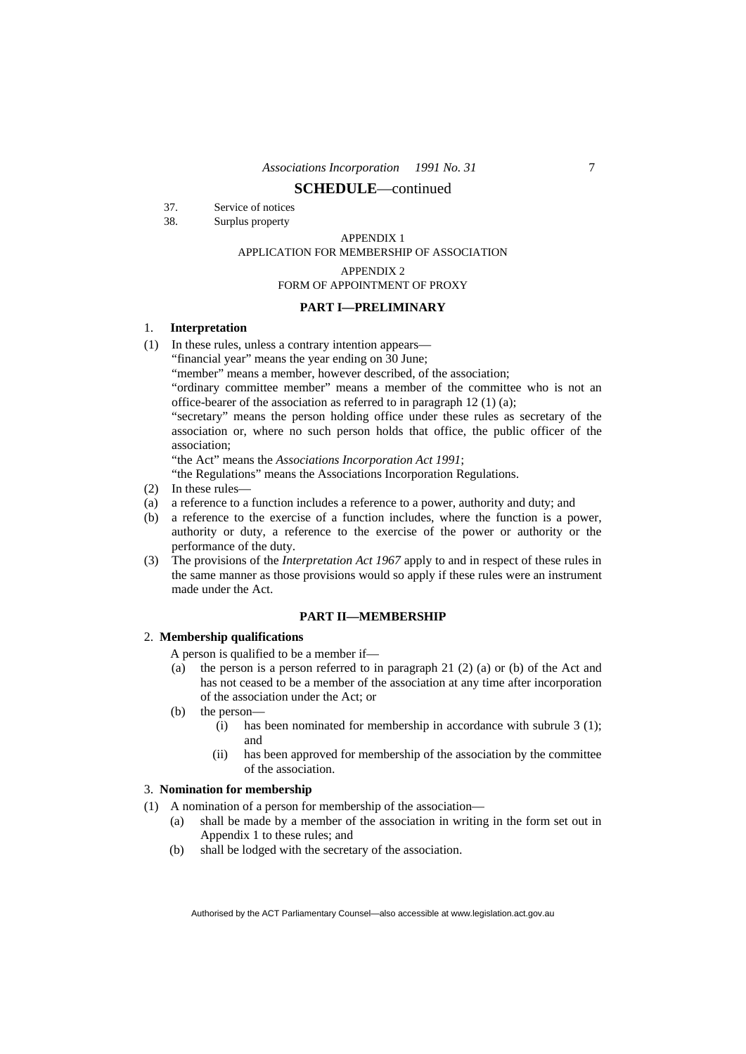## SCHEDULE—continued

37. Service of notices
38. Surplus property

APPENDIX 1
APPLICATION FOR MEMBERSHIP OF ASSOCIATION

APPENDIX 2
FORM OF APPOINTMENT OF PROXY

### PART I—PRELIMINARY

1. **Interpretation**

(1) In these rules, unless a contrary intention appears—

"financial year" means the year ending on 30 June;

"member" means a member, however described, of the association;

"ordinary committee member" means a member of the committee who is not an office-bearer of the association as referred to in paragraph 12 (1) (a);

"secretary" means the person holding office under these rules as secretary of the association or, where no such person holds that office, the public officer of the association;

"the Act" means the *Associations Incorporation Act 1991*;

"the Regulations" means the Associations Incorporation Regulations.

(2) In these rules—

(a) a reference to a function includes a reference to a power, authority and duty; and

(b) a reference to the exercise of a function includes, where the function is a power, authority or duty, a reference to the exercise of the power or authority or the performance of the duty.

(3) The provisions of the *Interpretation Act 1967* apply to and in respect of these rules in the same manner as those provisions would so apply if these rules were an instrument made under the Act.

### PART II—MEMBERSHIP

2. **Membership qualifications**

A person is qualified to be a member if—

(a) the person is a person referred to in paragraph 21 (2) (a) or (b) of the Act and has not ceased to be a member of the association at any time after incorporation of the association under the Act; or

(b) the person—

(i) has been nominated for membership in accordance with subrule 3 (1); and

(ii) has been approved for membership of the association by the committee of the association.

3. **Nomination for membership**

(1) A nomination of a person for membership of the association—

(a) shall be made by a member of the association in writing in the form set out in Appendix 1 to these rules; and

(b) shall be lodged with the secretary of the association.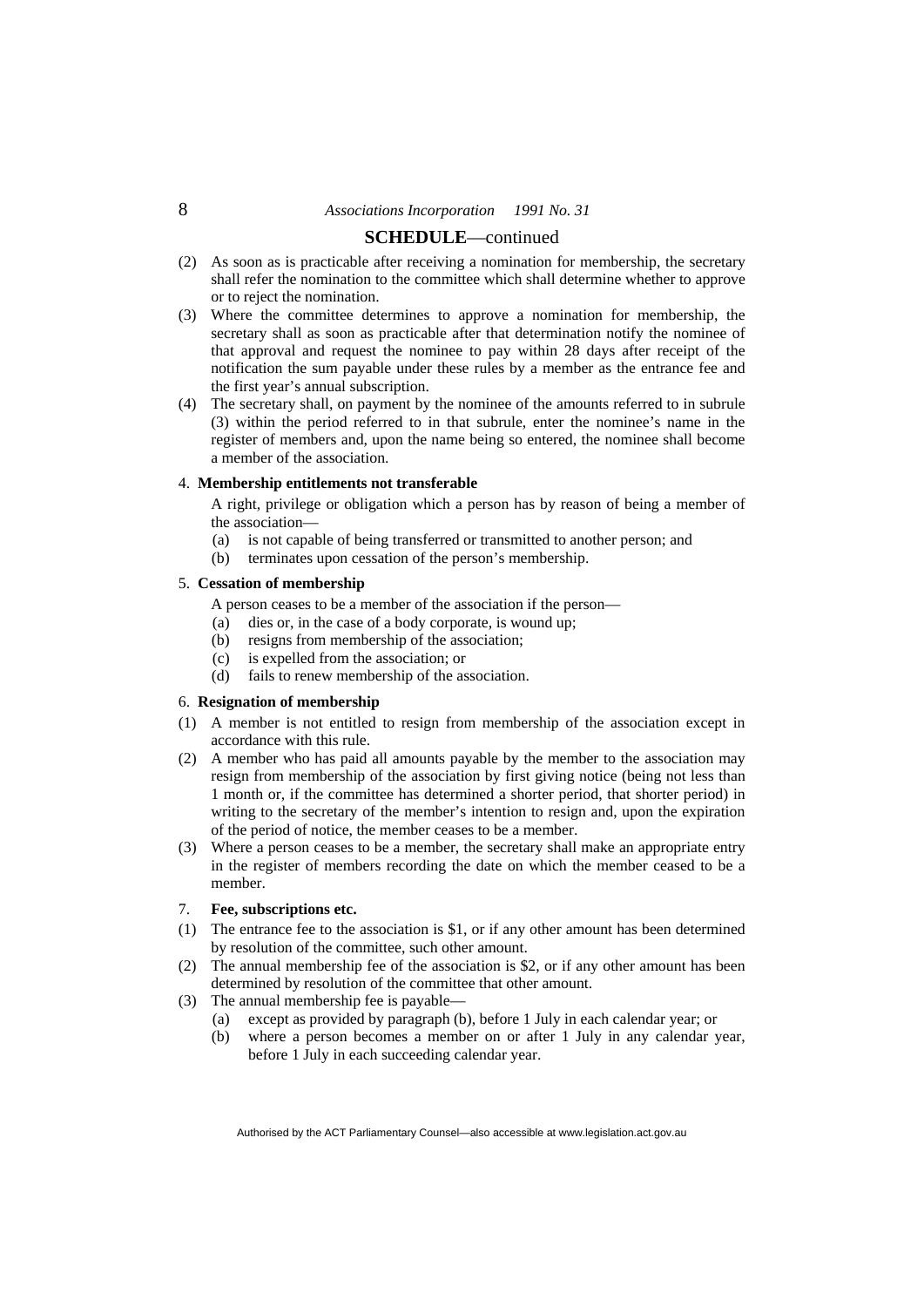**SCHEDULE**—continued

(2) As soon as is practicable after receiving a nomination for membership, the secretary shall refer the nomination to the committee which shall determine whether to approve or to reject the nomination.

(3) Where the committee determines to approve a nomination for membership, the secretary shall as soon as practicable after that determination notify the nominee of that approval and request the nominee to pay within 28 days after receipt of the notification the sum payable under these rules by a member as the entrance fee and the first year's annual subscription.

(4) The secretary shall, on payment by the nominee of the amounts referred to in subrule (3) within the period referred to in that subrule, enter the nominee's name in the register of members and, upon the name being so entered, the nominee shall become a member of the association.

4. **Membership entitlements not transferable**

A right, privilege or obligation which a person has by reason of being a member of the association—

(a) is not capable of being transferred or transmitted to another person; and

(b) terminates upon cessation of the person's membership.

5. **Cessation of membership**

A person ceases to be a member of the association if the person—

(a) dies or, in the case of a body corporate, is wound up;

(b) resigns from membership of the association;

(c) is expelled from the association; or

(d) fails to renew membership of the association.

6. **Resignation of membership**

(1) A member is not entitled to resign from membership of the association except in accordance with this rule.

(2) A member who has paid all amounts payable by the member to the association may resign from membership of the association by first giving notice (being not less than 1 month or, if the committee has determined a shorter period, that shorter period) in writing to the secretary of the member's intention to resign and, upon the expiration of the period of notice, the member ceases to be a member.

(3) Where a person ceases to be a member, the secretary shall make an appropriate entry in the register of members recording the date on which the member ceased to be a member.

7. **Fee, subscriptions etc.**

(1) The entrance fee to the association is $1, or if any other amount has been determined by resolution of the committee, such other amount.

(2) The annual membership fee of the association is $2, or if any other amount has been determined by resolution of the committee that other amount.

(3) The annual membership fee is payable—

(a) except as provided by paragraph (b), before 1 July in each calendar year; or

(b) where a person becomes a member on or after 1 July in any calendar year, before 1 July in each succeeding calendar year.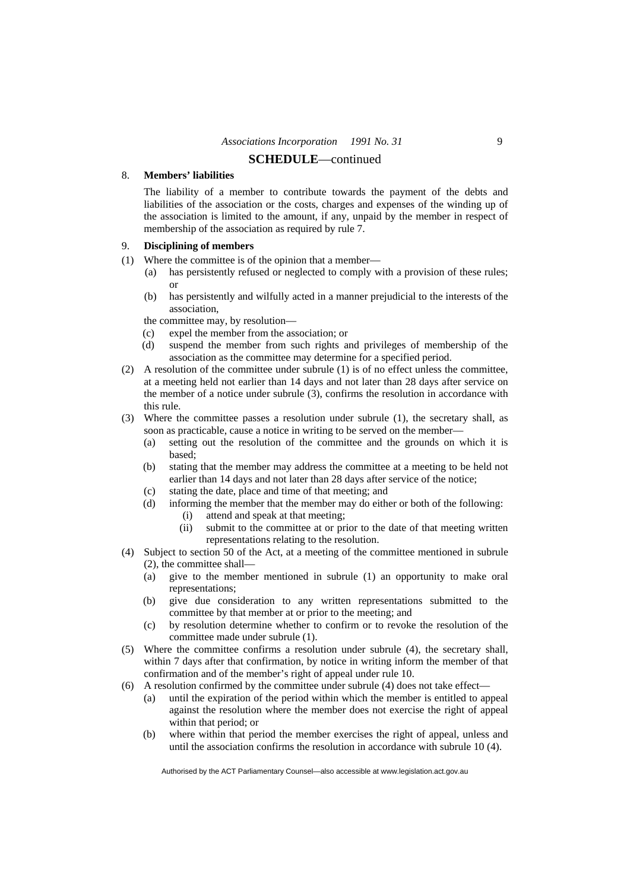**SCHEDULE**—continued

8. **Members' liabilities**

The liability of a member to contribute towards the payment of the debts and liabilities of the association or the costs, charges and expenses of the winding up of the association is limited to the amount, if any, unpaid by the member in respect of membership of the association as required by rule 7.

9. **Disciplining of members**

(1) Where the committee is of the opinion that a member—

- (a) has persistently refused or neglected to comply with a provision of these rules; or
- (b) has persistently and wilfully acted in a manner prejudicial to the interests of the association,

the committee may, by resolution—

- (c) expel the member from the association; or
- (d) suspend the member from such rights and privileges of membership of the association as the committee may determine for a specified period.

(2) A resolution of the committee under subrule (1) is of no effect unless the committee, at a meeting held not earlier than 14 days and not later than 28 days after service on the member of a notice under subrule (3), confirms the resolution in accordance with this rule.

(3) Where the committee passes a resolution under subrule (1), the secretary shall, as soon as practicable, cause a notice in writing to be served on the member—

- (a) setting out the resolution of the committee and the grounds on which it is based;
- (b) stating that the member may address the committee at a meeting to be held not earlier than 14 days and not later than 28 days after service of the notice;
- (c) stating the date, place and time of that meeting; and
- (d) informing the member that the member may do either or both of the following:
  - (i) attend and speak at that meeting;
  - (ii) submit to the committee at or prior to the date of that meeting written representations relating to the resolution.

(4) Subject to section 50 of the Act, at a meeting of the committee mentioned in subrule (2), the committee shall—

- (a) give to the member mentioned in subrule (1) an opportunity to make oral representations;
- (b) give due consideration to any written representations submitted to the committee by that member at or prior to the meeting; and
- (c) by resolution determine whether to confirm or to revoke the resolution of the committee made under subrule (1).

(5) Where the committee confirms a resolution under subrule (4), the secretary shall, within 7 days after that confirmation, by notice in writing inform the member of that confirmation and of the member's right of appeal under rule 10.

(6) A resolution confirmed by the committee under subrule (4) does not take effect—

- (a) until the expiration of the period within which the member is entitled to appeal against the resolution where the member does not exercise the right of appeal within that period; or
- (b) where within that period the member exercises the right of appeal, unless and until the association confirms the resolution in accordance with subrule 10 (4).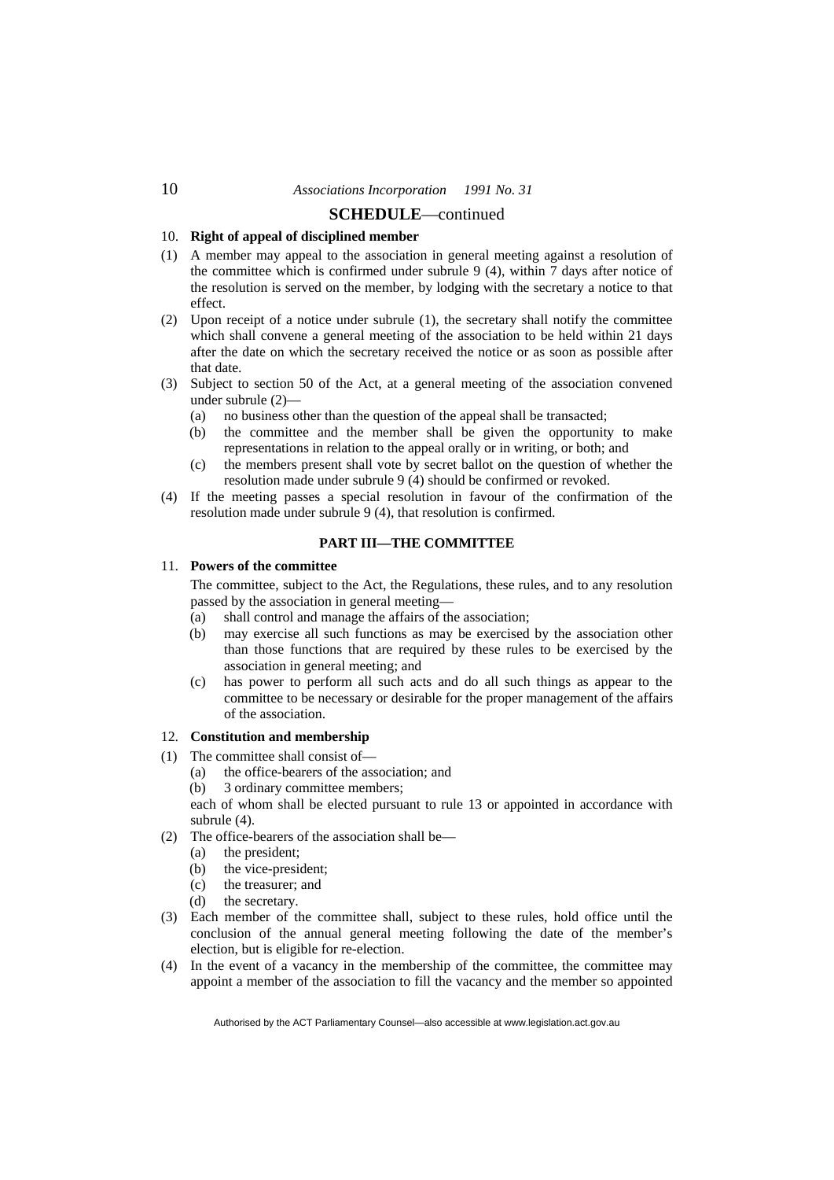**SCHEDULE**—continued

10. **Right of appeal of disciplined member**

(1) A member may appeal to the association in general meeting against a resolution of the committee which is confirmed under subrule 9 (4), within 7 days after notice of the resolution is served on the member, by lodging with the secretary a notice to that effect.

(2) Upon receipt of a notice under subrule (1), the secretary shall notify the committee which shall convene a general meeting of the association to be held within 21 days after the date on which the secretary received the notice or as soon as possible after that date.

(3) Subject to section 50 of the Act, at a general meeting of the association convened under subrule (2)—

- (a) no business other than the question of the appeal shall be transacted;
- (b) the committee and the member shall be given the opportunity to make representations in relation to the appeal orally or in writing, or both; and
- (c) the members present shall vote by secret ballot on the question of whether the resolution made under subrule 9 (4) should be confirmed or revoked.

(4) If the meeting passes a special resolution in favour of the confirmation of the resolution made under subrule 9 (4), that resolution is confirmed.

## PART III—THE COMMITTEE

11. **Powers of the committee**

The committee, subject to the Act, the Regulations, these rules, and to any resolution passed by the association in general meeting—

- (a) shall control and manage the affairs of the association;
- (b) may exercise all such functions as may be exercised by the association other than those functions that are required by these rules to be exercised by the association in general meeting; and
- (c) has power to perform all such acts and do all such things as appear to the committee to be necessary or desirable for the proper management of the affairs of the association.

12. **Constitution and membership**

(1) The committee shall consist of—

- (a) the office-bearers of the association; and
- (b) 3 ordinary committee members;

each of whom shall be elected pursuant to rule 13 or appointed in accordance with subrule (4).

(2) The office-bearers of the association shall be—

- (a) the president;
- (b) the vice-president;
- (c) the treasurer; and
- (d) the secretary.

(3) Each member of the committee shall, subject to these rules, hold office until the conclusion of the annual general meeting following the date of the member's election, but is eligible for re-election.

(4) In the event of a vacancy in the membership of the committee, the committee may appoint a member of the association to fill the vacancy and the member so appointed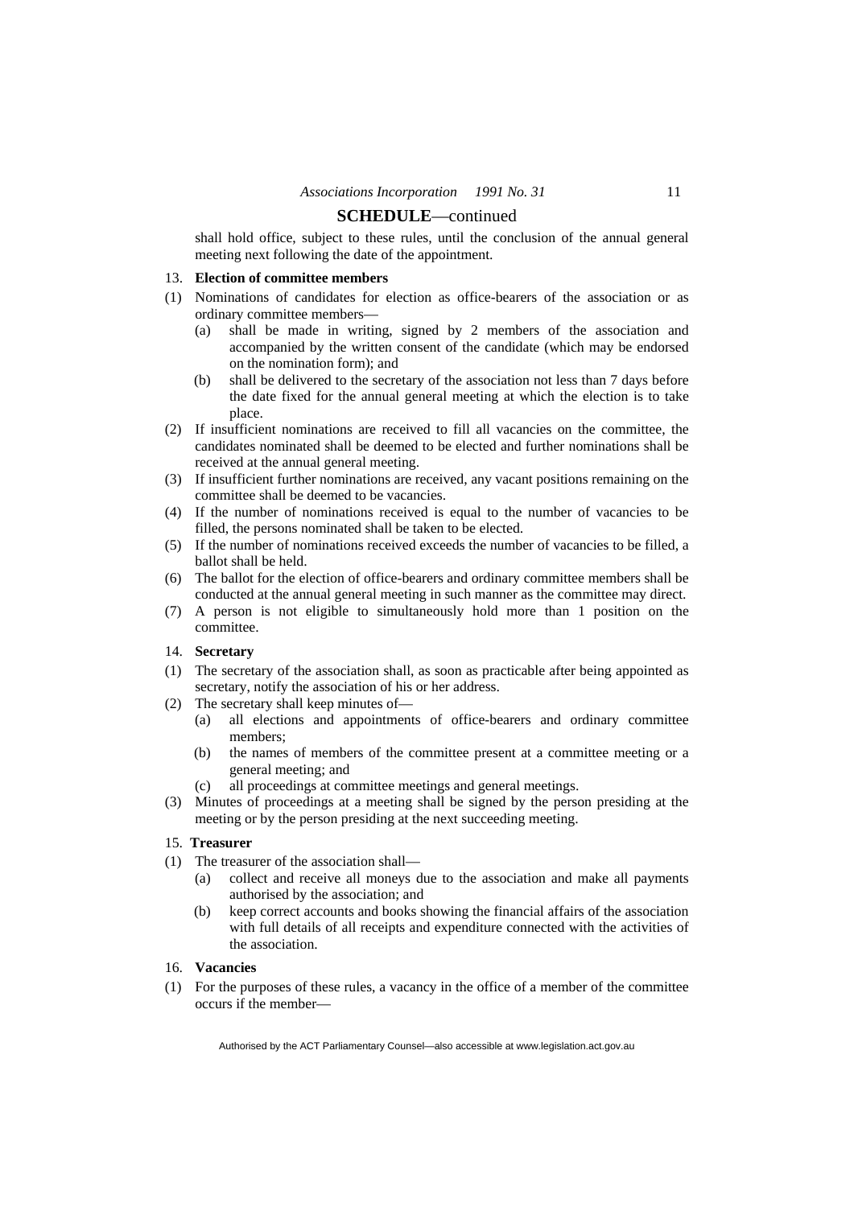## SCHEDULE—continued

shall hold office, subject to these rules, until the conclusion of the annual general meeting next following the date of the appointment.

### 13. Election of committee members

(1) Nominations of candidates for election as office-bearers of the association or as ordinary committee members—

   (a) shall be made in writing, signed by 2 members of the association and accompanied by the written consent of the candidate (which may be endorsed on the nomination form); and

   (b) shall be delivered to the secretary of the association not less than 7 days before the date fixed for the annual general meeting at which the election is to take place.

(2) If insufficient nominations are received to fill all vacancies on the committee, the candidates nominated shall be deemed to be elected and further nominations shall be received at the annual general meeting.

(3) If insufficient further nominations are received, any vacant positions remaining on the committee shall be deemed to be vacancies.

(4) If the number of nominations received is equal to the number of vacancies to be filled, the persons nominated shall be taken to be elected.

(5) If the number of nominations received exceeds the number of vacancies to be filled, a ballot shall be held.

(6) The ballot for the election of office-bearers and ordinary committee members shall be conducted at the annual general meeting in such manner as the committee may direct.

(7) A person is not eligible to simultaneously hold more than 1 position on the committee.

### 14. Secretary

(1) The secretary of the association shall, as soon as practicable after being appointed as secretary, notify the association of his or her address.

(2) The secretary shall keep minutes of—

   (a) all elections and appointments of office-bearers and ordinary committee members;

   (b) the names of members of the committee present at a committee meeting or a general meeting; and

   (c) all proceedings at committee meetings and general meetings.

(3) Minutes of proceedings at a meeting shall be signed by the person presiding at the meeting or by the person presiding at the next succeeding meeting.

### 15. Treasurer

(1) The treasurer of the association shall—

   (a) collect and receive all moneys due to the association and make all payments authorised by the association; and

   (b) keep correct accounts and books showing the financial affairs of the association with full details of all receipts and expenditure connected with the activities of the association.

### 16. Vacancies

(1) For the purposes of these rules, a vacancy in the office of a member of the committee occurs if the member—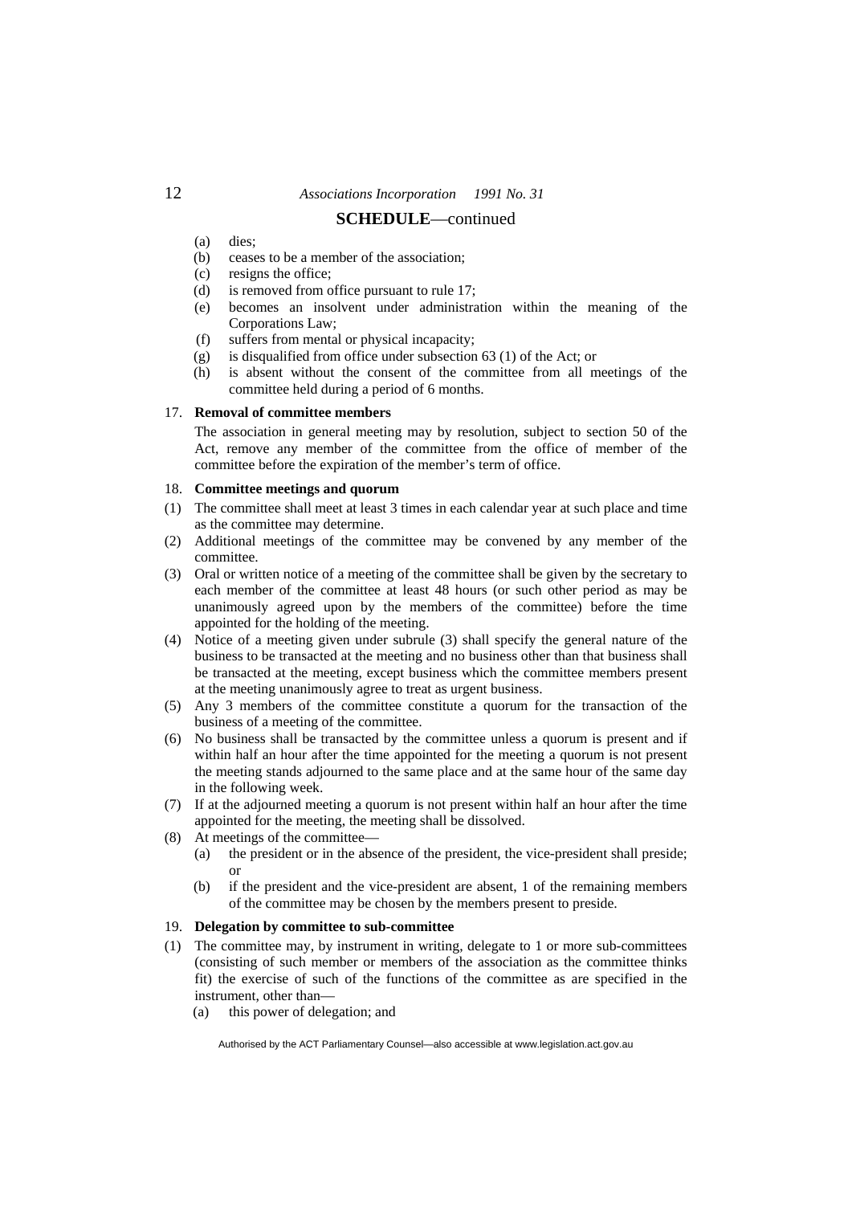**SCHEDULE**—continued

(a) dies;
(b) ceases to be a member of the association;
(c) resigns the office;
(d) is removed from office pursuant to rule 17;
(e) becomes an insolvent under administration within the meaning of the Corporations Law;
(f) suffers from mental or physical incapacity;
(g) is disqualified from office under subsection 63 (1) of the Act; or
(h) is absent without the consent of the committee from all meetings of the committee held during a period of 6 months.

17. **Removal of committee members**

The association in general meeting may by resolution, subject to section 50 of the Act, remove any member of the committee from the office of member of the committee before the expiration of the member's term of office.

18. **Committee meetings and quorum**

(1) The committee shall meet at least 3 times in each calendar year at such place and time as the committee may determine.

(2) Additional meetings of the committee may be convened by any member of the committee.

(3) Oral or written notice of a meeting of the committee shall be given by the secretary to each member of the committee at least 48 hours (or such other period as may be unanimously agreed upon by the members of the committee) before the time appointed for the holding of the meeting.

(4) Notice of a meeting given under subrule (3) shall specify the general nature of the business to be transacted at the meeting and no business other than that business shall be transacted at the meeting, except business which the committee members present at the meeting unanimously agree to treat as urgent business.

(5) Any 3 members of the committee constitute a quorum for the transaction of the business of a meeting of the committee.

(6) No business shall be transacted by the committee unless a quorum is present and if within half an hour after the time appointed for the meeting a quorum is not present the meeting stands adjourned to the same place and at the same hour of the same day in the following week.

(7) If at the adjourned meeting a quorum is not present within half an hour after the time appointed for the meeting, the meeting shall be dissolved.

(8) At meetings of the committee—
   (a) the president or in the absence of the president, the vice-president shall preside; or
   (b) if the president and the vice-president are absent, 1 of the remaining members of the committee may be chosen by the members present to preside.

19. **Delegation by committee to sub-committee**

(1) The committee may, by instrument in writing, delegate to 1 or more sub-committees (consisting of such member or members of the association as the committee thinks fit) the exercise of such of the functions of the committee as are specified in the instrument, other than—
   (a) this power of delegation; and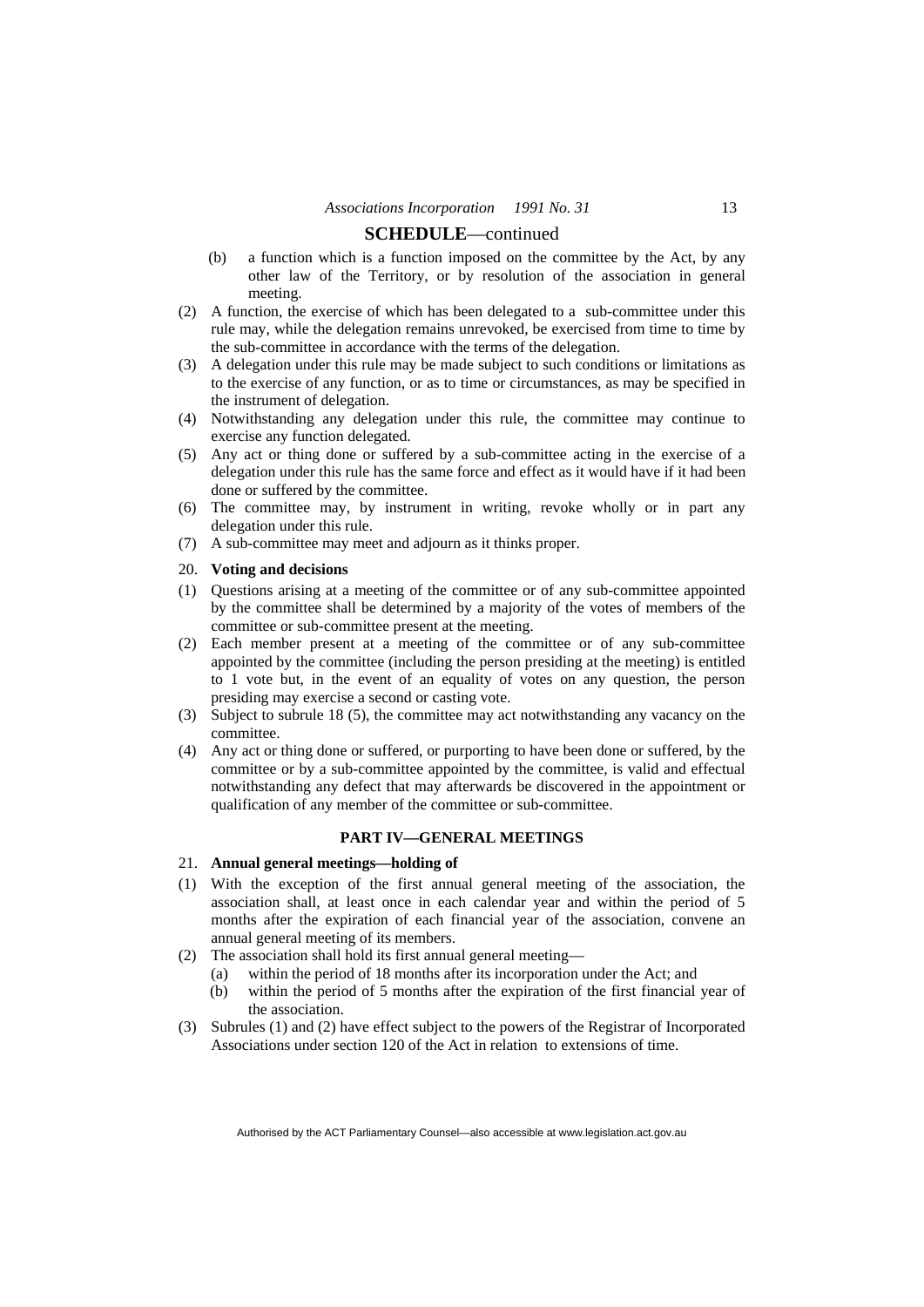**SCHEDULE**—continued

(b) a function which is a function imposed on the committee by the Act, by any other law of the Territory, or by resolution of the association in general meeting.

(2) A function, the exercise of which has been delegated to a sub-committee under this rule may, while the delegation remains unrevoked, be exercised from time to time by the sub-committee in accordance with the terms of the delegation.

(3) A delegation under this rule may be made subject to such conditions or limitations as to the exercise of any function, or as to time or circumstances, as may be specified in the instrument of delegation.

(4) Notwithstanding any delegation under this rule, the committee may continue to exercise any function delegated.

(5) Any act or thing done or suffered by a sub-committee acting in the exercise of a delegation under this rule has the same force and effect as it would have if it had been done or suffered by the committee.

(6) The committee may, by instrument in writing, revoke wholly or in part any delegation under this rule.

(7) A sub-committee may meet and adjourn as it thinks proper.

20. **Voting and decisions**

(1) Questions arising at a meeting of the committee or of any sub-committee appointed by the committee shall be determined by a majority of the votes of members of the committee or sub-committee present at the meeting.

(2) Each member present at a meeting of the committee or of any sub-committee appointed by the committee (including the person presiding at the meeting) is entitled to 1 vote but, in the event of an equality of votes on any question, the person presiding may exercise a second or casting vote.

(3) Subject to subrule 18 (5), the committee may act notwithstanding any vacancy on the committee.

(4) Any act or thing done or suffered, or purporting to have been done or suffered, by the committee or by a sub-committee appointed by the committee, is valid and effectual notwithstanding any defect that may afterwards be discovered in the appointment or qualification of any member of the committee or sub-committee.

**PART IV—GENERAL MEETINGS**

21. **Annual general meetings—holding of**

(1) With the exception of the first annual general meeting of the association, the association shall, at least once in each calendar year and within the period of 5 months after the expiration of each financial year of the association, convene an annual general meeting of its members.

(2) The association shall hold its first annual general meeting—

- (a) within the period of 18 months after its incorporation under the Act; and
- (b) within the period of 5 months after the expiration of the first financial year of the association.

(3) Subrules (1) and (2) have effect subject to the powers of the Registrar of Incorporated Associations under section 120 of the Act in relation to extensions of time.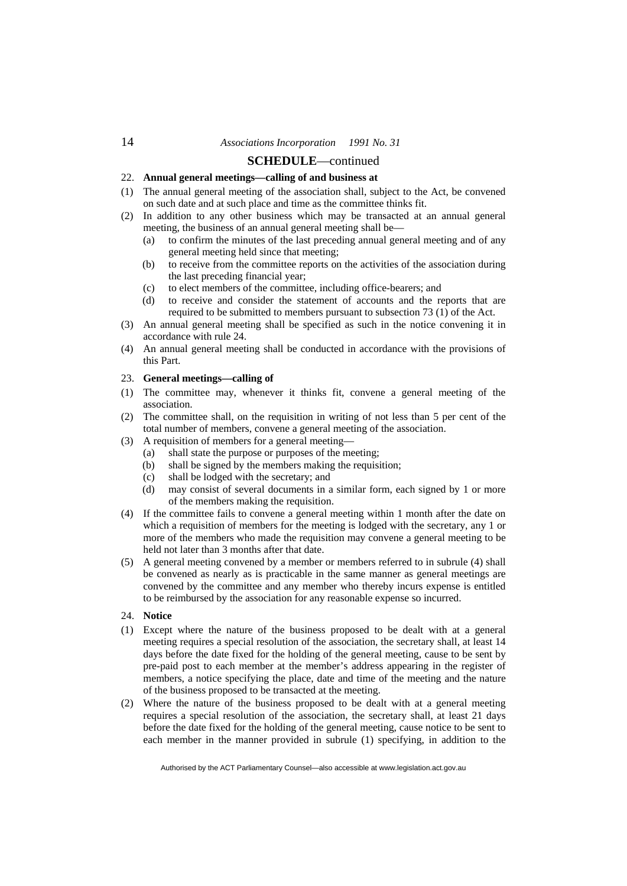**SCHEDULE**—continued

22. **Annual general meetings—calling of and business at**

(1) The annual general meeting of the association shall, subject to the Act, be convened on such date and at such place and time as the committee thinks fit.

(2) In addition to any other business which may be transacted at an annual general meeting, the business of an annual general meeting shall be—

   (a) to confirm the minutes of the last preceding annual general meeting and of any general meeting held since that meeting;

   (b) to receive from the committee reports on the activities of the association during the last preceding financial year;

   (c) to elect members of the committee, including office-bearers; and

   (d) to receive and consider the statement of accounts and the reports that are required to be submitted to members pursuant to subsection 73 (1) of the Act.

(3) An annual general meeting shall be specified as such in the notice convening it in accordance with rule 24.

(4) An annual general meeting shall be conducted in accordance with the provisions of this Part.

23. **General meetings—calling of**

(1) The committee may, whenever it thinks fit, convene a general meeting of the association.

(2) The committee shall, on the requisition in writing of not less than 5 per cent of the total number of members, convene a general meeting of the association.

(3) A requisition of members for a general meeting—

   (a) shall state the purpose or purposes of the meeting;

   (b) shall be signed by the members making the requisition;

   (c) shall be lodged with the secretary; and

   (d) may consist of several documents in a similar form, each signed by 1 or more of the members making the requisition.

(4) If the committee fails to convene a general meeting within 1 month after the date on which a requisition of members for the meeting is lodged with the secretary, any 1 or more of the members who made the requisition may convene a general meeting to be held not later than 3 months after that date.

(5) A general meeting convened by a member or members referred to in subrule (4) shall be convened as nearly as is practicable in the same manner as general meetings are convened by the committee and any member who thereby incurs expense is entitled to be reimbursed by the association for any reasonable expense so incurred.

24. **Notice**

(1) Except where the nature of the business proposed to be dealt with at a general meeting requires a special resolution of the association, the secretary shall, at least 14 days before the date fixed for the holding of the general meeting, cause to be sent by pre-paid post to each member at the member's address appearing in the register of members, a notice specifying the place, date and time of the meeting and the nature of the business proposed to be transacted at the meeting.

(2) Where the nature of the business proposed to be dealt with at a general meeting requires a special resolution of the association, the secretary shall, at least 21 days before the date fixed for the holding of the general meeting, cause notice to be sent to each member in the manner provided in subrule (1) specifying, in addition to the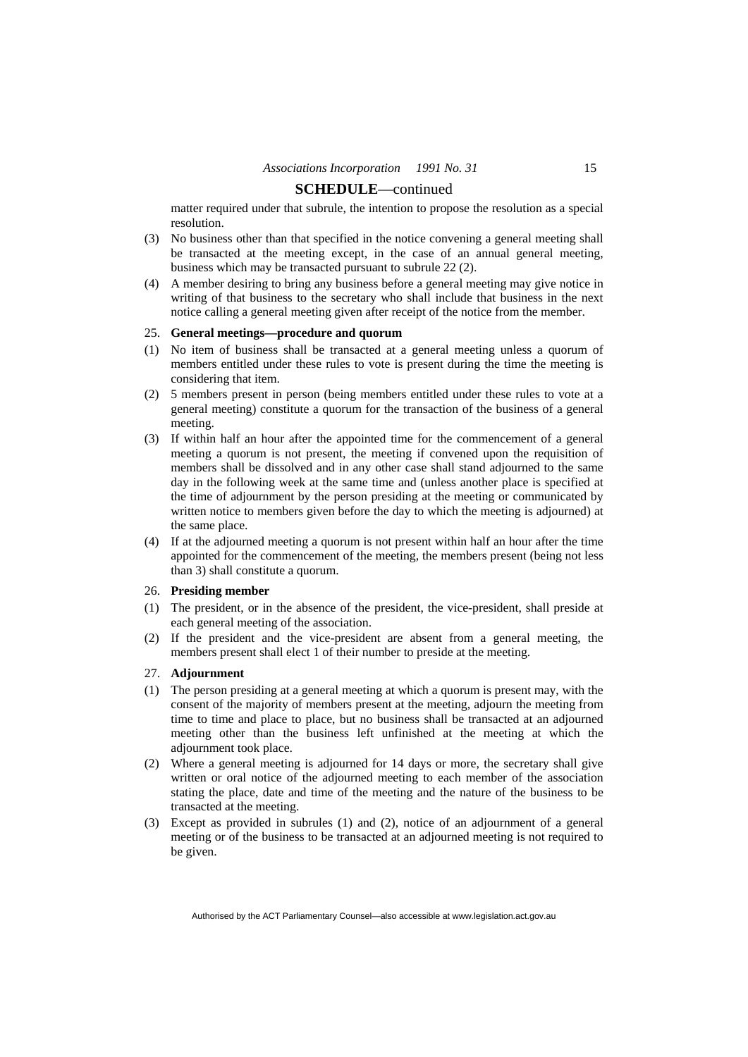## SCHEDULE—continued

matter required under that subrule, the intention to propose the resolution as a special resolution.

(3) No business other than that specified in the notice convening a general meeting shall be transacted at the meeting except, in the case of an annual general meeting, business which may be transacted pursuant to subrule 22 (2).

(4) A member desiring to bring any business before a general meeting may give notice in writing of that business to the secretary who shall include that business in the next notice calling a general meeting given after receipt of the notice from the member.

### 25. General meetings—procedure and quorum

(1) No item of business shall be transacted at a general meeting unless a quorum of members entitled under these rules to vote is present during the time the meeting is considering that item.

(2) 5 members present in person (being members entitled under these rules to vote at a general meeting) constitute a quorum for the transaction of the business of a general meeting.

(3) If within half an hour after the appointed time for the commencement of a general meeting a quorum is not present, the meeting if convened upon the requisition of members shall be dissolved and in any other case shall stand adjourned to the same day in the following week at the same time and (unless another place is specified at the time of adjournment by the person presiding at the meeting or communicated by written notice to members given before the day to which the meeting is adjourned) at the same place.

(4) If at the adjourned meeting a quorum is not present within half an hour after the time appointed for the commencement of the meeting, the members present (being not less than 3) shall constitute a quorum.

### 26. Presiding member

(1) The president, or in the absence of the president, the vice-president, shall preside at each general meeting of the association.

(2) If the president and the vice-president are absent from a general meeting, the members present shall elect 1 of their number to preside at the meeting.

### 27. Adjournment

(1) The person presiding at a general meeting at which a quorum is present may, with the consent of the majority of members present at the meeting, adjourn the meeting from time to time and place to place, but no business shall be transacted at an adjourned meeting other than the business left unfinished at the meeting at which the adjournment took place.

(2) Where a general meeting is adjourned for 14 days or more, the secretary shall give written or oral notice of the adjourned meeting to each member of the association stating the place, date and time of the meeting and the nature of the business to be transacted at the meeting.

(3) Except as provided in subrules (1) and (2), notice of an adjournment of a general meeting or of the business to be transacted at an adjourned meeting is not required to be given.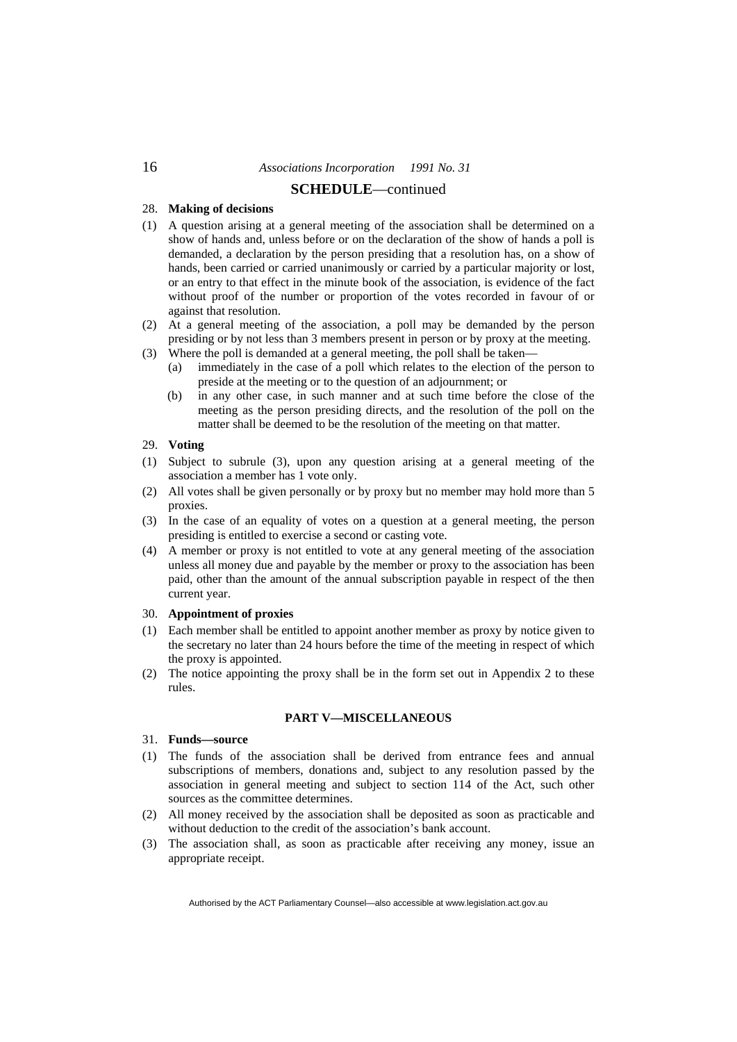**SCHEDULE**—continued

28. **Making of decisions**

(1) A question arising at a general meeting of the association shall be determined on a show of hands and, unless before or on the declaration of the show of hands a poll is demanded, a declaration by the person presiding that a resolution has, on a show of hands, been carried or carried unanimously or carried by a particular majority or lost, or an entry to that effect in the minute book of the association, is evidence of the fact without proof of the number or proportion of the votes recorded in favour of or against that resolution.

(2) At a general meeting of the association, a poll may be demanded by the person presiding or by not less than 3 members present in person or by proxy at the meeting.

(3) Where the poll is demanded at a general meeting, the poll shall be taken—

(a) immediately in the case of a poll which relates to the election of the person to preside at the meeting or to the question of an adjournment; or

(b) in any other case, in such manner and at such time before the close of the meeting as the person presiding directs, and the resolution of the poll on the matter shall be deemed to be the resolution of the meeting on that matter.

29. **Voting**

(1) Subject to subrule (3), upon any question arising at a general meeting of the association a member has 1 vote only.

(2) All votes shall be given personally or by proxy but no member may hold more than 5 proxies.

(3) In the case of an equality of votes on a question at a general meeting, the person presiding is entitled to exercise a second or casting vote.

(4) A member or proxy is not entitled to vote at any general meeting of the association unless all money due and payable by the member or proxy to the association has been paid, other than the amount of the annual subscription payable in respect of the then current year.

30. **Appointment of proxies**

(1) Each member shall be entitled to appoint another member as proxy by notice given to the secretary no later than 24 hours before the time of the meeting in respect of which the proxy is appointed.

(2) The notice appointing the proxy shall be in the form set out in Appendix 2 to these rules.

## PART V—MISCELLANEOUS

31. **Funds—source**

(1) The funds of the association shall be derived from entrance fees and annual subscriptions of members, donations and, subject to any resolution passed by the association in general meeting and subject to section 114 of the Act, such other sources as the committee determines.

(2) All money received by the association shall be deposited as soon as practicable and without deduction to the credit of the association's bank account.

(3) The association shall, as soon as practicable after receiving any money, issue an appropriate receipt.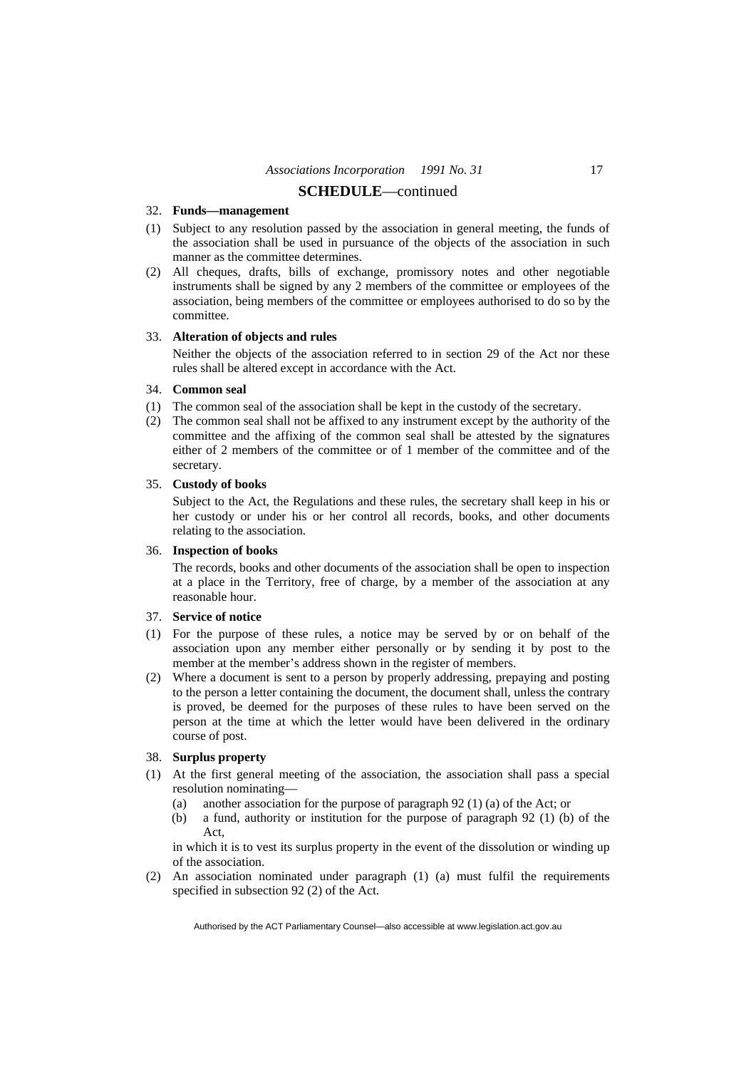## SCHEDULE—continued

32. **Funds—management**

(1) Subject to any resolution passed by the association in general meeting, the funds of the association shall be used in pursuance of the objects of the association in such manner as the committee determines.

(2) All cheques, drafts, bills of exchange, promissory notes and other negotiable instruments shall be signed by any 2 members of the committee or employees of the association, being members of the committee or employees authorised to do so by the committee.

33. **Alteration of objects and rules**

Neither the objects of the association referred to in section 29 of the Act nor these rules shall be altered except in accordance with the Act.

34. **Common seal**

(1) The common seal of the association shall be kept in the custody of the secretary.

(2) The common seal shall not be affixed to any instrument except by the authority of the committee and the affixing of the common seal shall be attested by the signatures either of 2 members of the committee or of 1 member of the committee and of the secretary.

35. **Custody of books**

Subject to the Act, the Regulations and these rules, the secretary shall keep in his or her custody or under his or her control all records, books, and other documents relating to the association.

36. **Inspection of books**

The records, books and other documents of the association shall be open to inspection at a place in the Territory, free of charge, by a member of the association at any reasonable hour.

37. **Service of notice**

(1) For the purpose of these rules, a notice may be served by or on behalf of the association upon any member either personally or by sending it by post to the member at the member's address shown in the register of members.

(2) Where a document is sent to a person by properly addressing, prepaying and posting to the person a letter containing the document, the document shall, unless the contrary is proved, be deemed for the purposes of these rules to have been served on the person at the time at which the letter would have been delivered in the ordinary course of post.

38. **Surplus property**

(1) At the first general meeting of the association, the association shall pass a special resolution nominating—

   (a) another association for the purpose of paragraph 92 (1) (a) of the Act; or

   (b) a fund, authority or institution for the purpose of paragraph 92 (1) (b) of the Act,

   in which it is to vest its surplus property in the event of the dissolution or winding up of the association.

(2) An association nominated under paragraph (1) (a) must fulfil the requirements specified in subsection 92 (2) of the Act.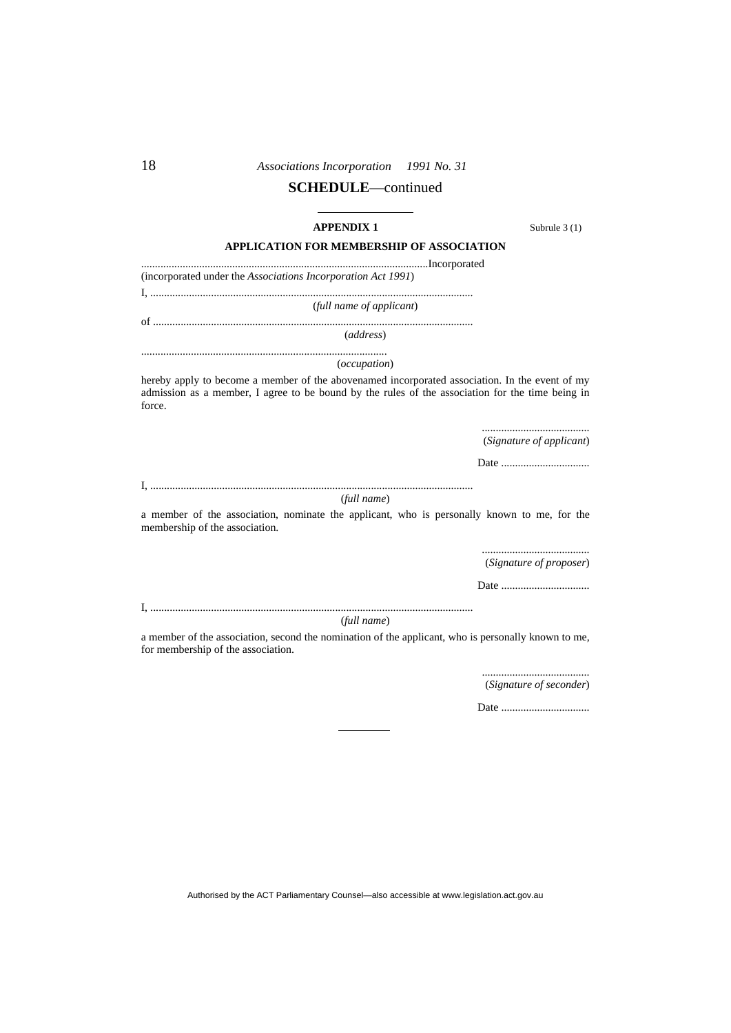**SCHEDULE**—continued

**APPENDIX 1** Subrule 3 (1)

**APPLICATION FOR MEMBERSHIP OF ASSOCIATION**

.......................................................................................................Incorporated
(incorporated under the *Associations Incorporation Act 1991*)

I, ....................................................................................................................
(*full name of applicant*)

of ...................................................................................................................
(*address*)

.......................................................................................
(*occupation*)

hereby apply to become a member of the abovenamed incorporated association. In the event of my admission as a member, I agree to be bound by the rules of the association for the time being in force.

.......................................
(*Signature of applicant*)

Date ................................

I, ....................................................................................................................
(*full name*)

a member of the association, nominate the applicant, who is personally known to me, for the membership of the association.

.......................................
(*Signature of proposer*)

Date ................................

I, ....................................................................................................................
(*full name*)

a member of the association, second the nomination of the applicant, who is personally known to me, for membership of the association.

.......................................
(*Signature of seconder*)

Date ................................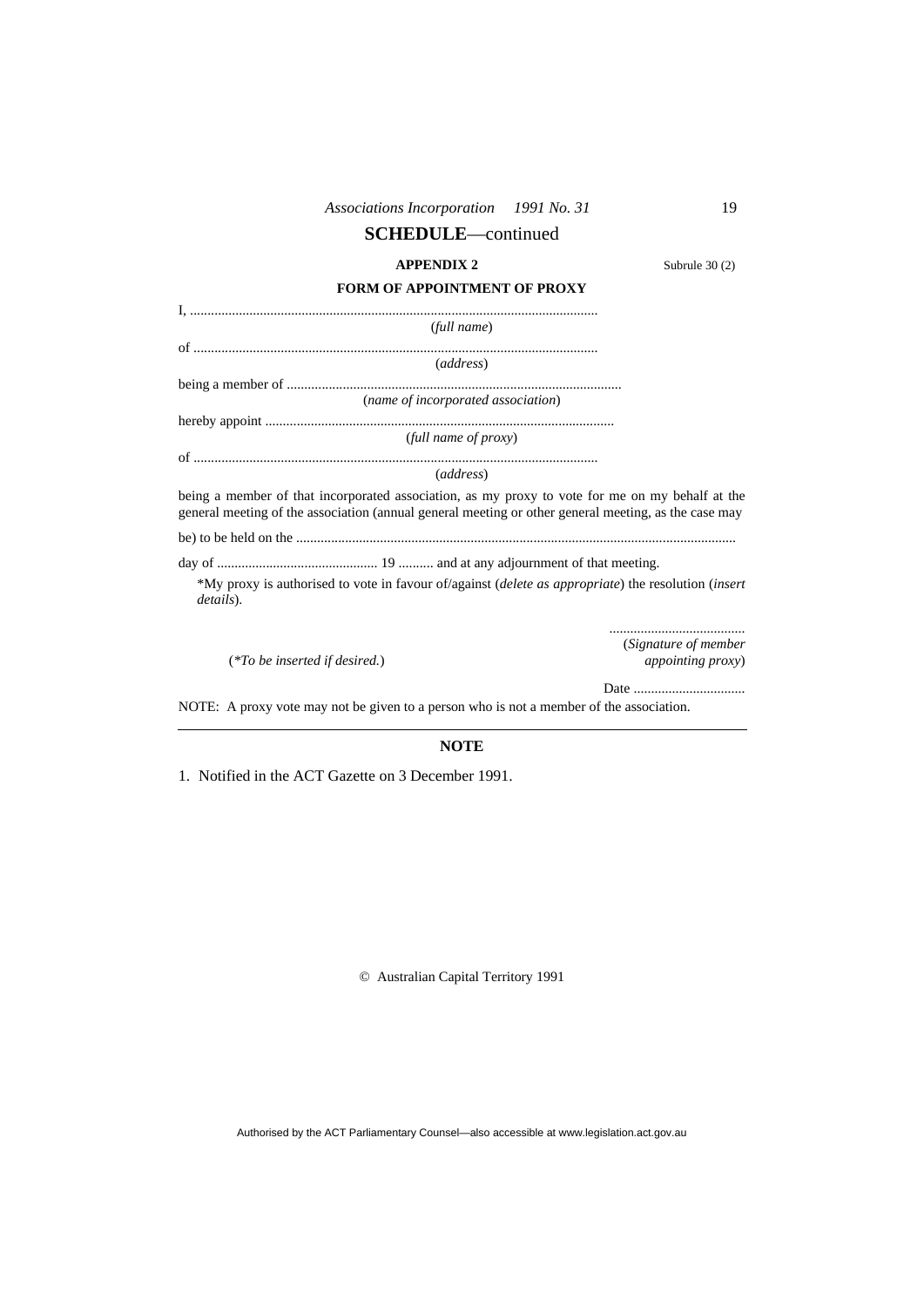## SCHEDULE—continued

**APPENDIX 2** Subrule 30 (2)

**FORM OF APPOINTMENT OF PROXY**

I, ....................................................................................................................
(*full name*)

of ...................................................................................................................
(*address*)

being a member of ...............................................................................................
(*name of incorporated association*)

hereby appoint ....................................................................................................
(*full name of proxy*)

of ...................................................................................................................
(*address*)

being a member of that incorporated association, as my proxy to vote for me on my behalf at the general meeting of the association (annual general meeting or other general meeting, as the case may be) to be held on the ............................................................................................................................

day of .............................................. 19 .......... and at any adjournment of that meeting.

*My proxy is authorised to vote in favour of/against (*delete as appropriate*) the resolution (*insert details*).

.......................................
(*Signature of member appointing proxy*)

(**To be inserted if desired.*)

Date ................................

NOTE: A proxy vote may not be given to a person who is not a member of the association.

---

**NOTE**

1. Notified in the ACT Gazette on 3 December 1991.

© Australian Capital Territory 1991